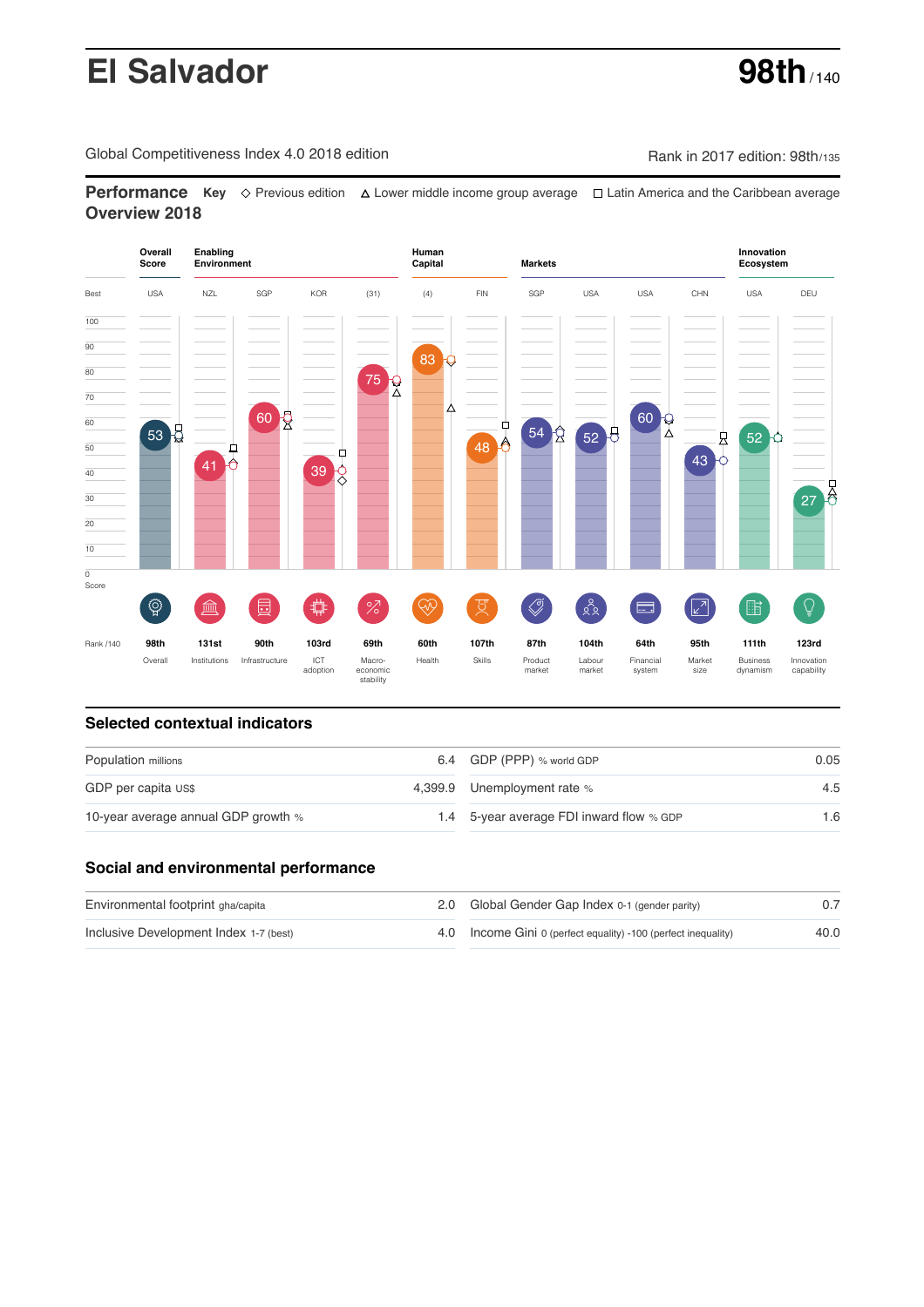# El Salvador

**98th** / 140

Global Competitiveness Index 4.0 2018 edition

Rank in 2017 edition: 98th/135

## Performance Overview 2018

**Key** ◇ Previous edition △ Lower middle income group average □ Latin America and the Caribbean average

| | Overall Score | Enabling Environment | | | | Human Capital | | Markets | | | | Innovation Ecosystem | |
|---|---|---|---|---|---|---|---|---|---|---|---|---|---|
| Best | USA | NZL | SGP | KOR | (31) | (4) | FIN | SGP | USA | USA | CHN | USA | DEU |
| Score | 53 | 41 | 60 | 39 | 75 | 83 | 48 | 54 | 52 | 60 | 43 | 52 | 27 |
| Rank /140 | 98th | 131st | 90th | 103rd | 69th | 60th | 107th | 87th | 104th | 64th | 95th | 111th | 123rd |
| | Overall | Institutions | Infrastructure | ICT adoption | Macro-economic stability | Health | Skills | Product market | Labour market | Financial system | Market size | Business dynamism | Innovation capability |

## Selected contextual indicators

| Indicator | Value | Indicator | Value |
|---|---|---|---|
| Population millions | 6.4 | GDP (PPP) % world GDP | 0.05 |
| GDP per capita US$ | 4,399.9 | Unemployment rate % | 4.5 |
| 10-year average annual GDP growth % | 1.4 | 5-year average FDI inward flow % GDP | 1.6 |

## Social and environmental performance

| Indicator | Value | Indicator | Value |
|---|---|---|---|
| Environmental footprint gha/capita | 2.0 | Global Gender Gap Index 0-1 (gender parity) | 0.7 |
| Inclusive Development Index 1-7 (best) | 4.0 | Income Gini 0 (perfect equality) -100 (perfect inequality) | 40.0 |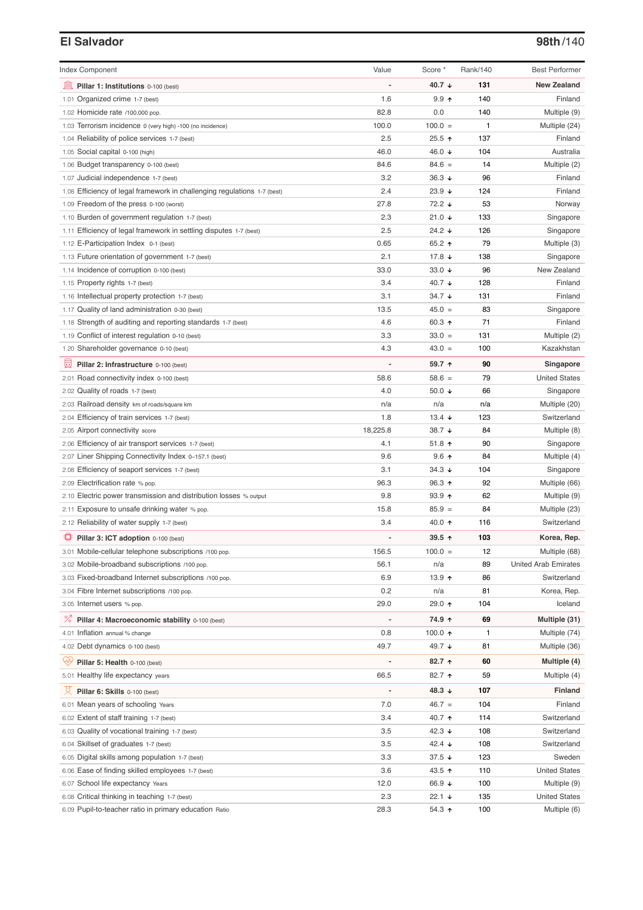## El Salvador

**98th/140**

| Index Component | Value | Score * | Rank/140 | Best Performer |
|---|---|---|---|---|
| **Pillar 1: Institutions** 0-100 (best) | - | **40.7 ↓** | **131** | **New Zealand** |
| 1.01 Organized crime 1-7 (best) | 1.6 | 9.9 ↑ | 140 | Finland |
| 1.02 Homicide rate /100,000 pop. | 82.8 | 0.0 | 140 | Multiple (9) |
| 1.03 Terrorism incidence 0 (very high) -100 (no incidence) | 100.0 | 100.0 = | 1 | Multiple (24) |
| 1.04 Reliability of police services 1-7 (best) | 2.5 | 25.5 ↑ | 137 | Finland |
| 1.05 Social capital 0-100 (high) | 46.0 | 46.0 ↓ | 104 | Australia |
| 1.06 Budget transparency 0-100 (best) | 84.6 | 84.6 = | 14 | Multiple (2) |
| 1.07 Judicial independence 1-7 (best) | 3.2 | 36.3 ↓ | 96 | Finland |
| 1.08 Efficiency of legal framework in challenging regulations 1-7 (best) | 2.4 | 23.9 ↓ | 124 | Finland |
| 1.09 Freedom of the press 0-100 (worst) | 27.8 | 72.2 ↓ | 53 | Norway |
| 1.10 Burden of government regulation 1-7 (best) | 2.3 | 21.0 ↓ | 133 | Singapore |
| 1.11 Efficiency of legal framework in settling disputes 1-7 (best) | 2.5 | 24.2 ↓ | 126 | Singapore |
| 1.12 E-Participation Index 0-1 (best) | 0.65 | 65.2 ↑ | 79 | Multiple (3) |
| 1.13 Future orientation of government 1-7 (best) | 2.1 | 17.8 ↓ | 138 | Singapore |
| 1.14 Incidence of corruption 0-100 (best) | 33.0 | 33.0 ↓ | 96 | New Zealand |
| 1.15 Property rights 1-7 (best) | 3.4 | 40.7 ↓ | 128 | Finland |
| 1.16 Intellectual property protection 1-7 (best) | 3.1 | 34.7 ↓ | 131 | Finland |
| 1.17 Quality of land administration 0-30 (best) | 13.5 | 45.0 = | 83 | Singapore |
| 1.18 Strength of auditing and reporting standards 1-7 (best) | 4.6 | 60.3 ↑ | 71 | Finland |
| 1.19 Conflict of interest regulation 0-10 (best) | 3.3 | 33.0 = | 131 | Multiple (2) |
| 1.20 Shareholder governance 0-10 (best) | 4.3 | 43.0 = | 100 | Kazakhstan |
| **Pillar 2: Infrastructure** 0-100 (best) | - | **59.7 ↑** | **90** | **Singapore** |
| 2.01 Road connectivity index 0-100 (best) | 58.6 | 58.6 = | 79 | United States |
| 2.02 Quality of roads 1-7 (best) | 4.0 | 50.0 ↓ | 66 | Singapore |
| 2.03 Railroad density km of roads/square km | n/a | n/a | n/a | Multiple (20) |
| 2.04 Efficiency of train services 1-7 (best) | 1.8 | 13.4 ↓ | 123 | Switzerland |
| 2.05 Airport connectivity score | 18,225.8 | 38.7 ↓ | 84 | Multiple (8) |
| 2.06 Efficiency of air transport services 1-7 (best) | 4.1 | 51.8 ↑ | 90 | Singapore |
| 2.07 Liner Shipping Connectivity Index 0–157.1 (best) | 9.6 | 9.6 ↑ | 84 | Multiple (4) |
| 2.08 Efficiency of seaport services 1-7 (best) | 3.1 | 34.3 ↓ | 104 | Singapore |
| 2.09 Electrification rate % pop. | 96.3 | 96.3 ↑ | 92 | Multiple (66) |
| 2.10 Electric power transmission and distribution losses % output | 9.8 | 93.9 ↑ | 62 | Multiple (9) |
| 2.11 Exposure to unsafe drinking water % pop. | 15.8 | 85.9 = | 84 | Multiple (23) |
| 2.12 Reliability of water supply 1-7 (best) | 3.4 | 40.0 ↑ | 116 | Switzerland |
| **Pillar 3: ICT adoption** 0-100 (best) | - | **39.5 ↑** | **103** | **Korea, Rep.** |
| 3.01 Mobile-cellular telephone subscriptions /100 pop. | 156.5 | 100.0 = | 12 | Multiple (68) |
| 3.02 Mobile-broadband subscriptions /100 pop. | 56.1 | n/a | 89 | United Arab Emirates |
| 3.03 Fixed-broadband Internet subscriptions /100 pop. | 6.9 | 13.9 ↑ | 86 | Switzerland |
| 3.04 Fibre Internet subscriptions /100 pop. | 0.2 | n/a | 81 | Korea, Rep. |
| 3.05 Internet users % pop. | 29.0 | 29.0 ↑ | 104 | Iceland |
| **Pillar 4: Macroeconomic stability** 0-100 (best) | - | **74.9 ↑** | **69** | **Multiple (31)** |
| 4.01 Inflation annual % change | 0.8 | 100.0 ↑ | 1 | Multiple (74) |
| 4.02 Debt dynamics 0-100 (best) | 49.7 | 49.7 ↓ | 81 | Multiple (36) |
| **Pillar 5: Health** 0-100 (best) | - | **82.7 ↑** | **60** | **Multiple (4)** |
| 5.01 Healthy life expectancy years | 66.5 | 82.7 ↑ | 59 | Multiple (4) |
| **Pillar 6: Skills** 0-100 (best) | - | **48.3 ↓** | **107** | **Finland** |
| 6.01 Mean years of schooling Years | 7.0 | 46.7 = | 104 | Finland |
| 6.02 Extent of staff training 1-7 (best) | 3.4 | 40.7 ↑ | 114 | Switzerland |
| 6.03 Quality of vocational training 1-7 (best) | 3.5 | 42.3 ↓ | 108 | Switzerland |
| 6.04 Skillset of graduates 1-7 (best) | 3.5 | 42.4 ↓ | 108 | Switzerland |
| 6.05 Digital skills among population 1-7 (best) | 3.3 | 37.5 ↓ | 123 | Sweden |
| 6.06 Ease of finding skilled employees 1-7 (best) | 3.6 | 43.5 ↑ | 110 | United States |
| 6.07 School life expectancy Years | 12.0 | 66.9 ↓ | 100 | Multiple (9) |
| 6.08 Critical thinking in teaching 1-7 (best) | 2.3 | 22.1 ↓ | 135 | United States |
| 6.09 Pupil-to-teacher ratio in primary education Ratio | 28.3 | 54.3 ↑ | 100 | Multiple (6) |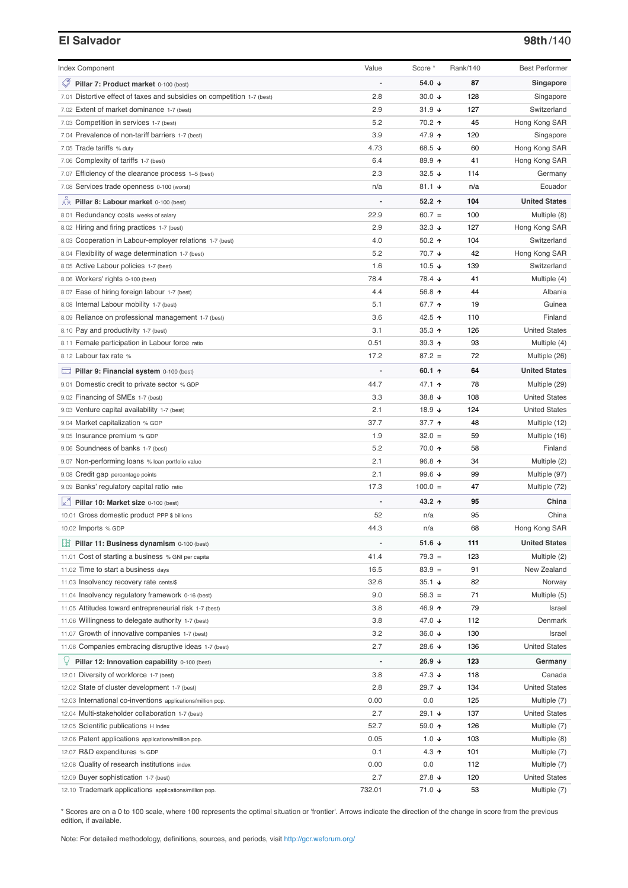## El Salvador

**98th**/140

| Index Component | Value | Score * | Rank/140 | Best Performer |
|---|---|---|---|---|
| **Pillar 7: Product market** 0-100 (best) | - | **54.0 ↓** | **87** | **Singapore** |
| 7.01 Distortive effect of taxes and subsidies on competition 1-7 (best) | 2.8 | 30.0 ↓ | 128 | Singapore |
| 7.02 Extent of market dominance 1-7 (best) | 2.9 | 31.9 ↓ | 127 | Switzerland |
| 7.03 Competition in services 1-7 (best) | 5.2 | 70.2 ↑ | 45 | Hong Kong SAR |
| 7.04 Prevalence of non-tariff barriers 1-7 (best) | 3.9 | 47.9 ↑ | 120 | Singapore |
| 7.05 Trade tariffs % duty | 4.73 | 68.5 ↓ | 60 | Hong Kong SAR |
| 7.06 Complexity of tariffs 1-7 (best) | 6.4 | 89.9 ↑ | 41 | Hong Kong SAR |
| 7.07 Efficiency of the clearance process 1–5 (best) | 2.3 | 32.5 ↓ | 114 | Germany |
| 7.08 Services trade openness 0-100 (worst) | n/a | 81.1 ↓ | n/a | Ecuador |
| **Pillar 8: Labour market** 0-100 (best) | - | **52.2 ↑** | **104** | **United States** |
| 8.01 Redundancy costs weeks of salary | 22.9 | 60.7 = | 100 | Multiple (8) |
| 8.02 Hiring and firing practices 1-7 (best) | 2.9 | 32.3 ↓ | 127 | Hong Kong SAR |
| 8.03 Cooperation in Labour-employer relations 1-7 (best) | 4.0 | 50.2 ↑ | 104 | Switzerland |
| 8.04 Flexibility of wage determination 1-7 (best) | 5.2 | 70.7 ↓ | 42 | Hong Kong SAR |
| 8.05 Active Labour policies 1-7 (best) | 1.6 | 10.5 ↓ | 139 | Switzerland |
| 8.06 Workers' rights 0-100 (best) | 78.4 | 78.4 ↓ | 41 | Multiple (4) |
| 8.07 Ease of hiring foreign labour 1-7 (best) | 4.4 | 56.8 ↑ | 44 | Albania |
| 8.08 Internal Labour mobility 1-7 (best) | 5.1 | 67.7 ↑ | 19 | Guinea |
| 8.09 Reliance on professional management 1-7 (best) | 3.6 | 42.5 ↑ | 110 | Finland |
| 8.10 Pay and productivity 1-7 (best) | 3.1 | 35.3 ↑ | 126 | United States |
| 8.11 Female participation in Labour force ratio | 0.51 | 39.3 ↑ | 93 | Multiple (4) |
| 8.12 Labour tax rate % | 17.2 | 87.2 = | 72 | Multiple (26) |
| **Pillar 9: Financial system** 0-100 (best) | - | **60.1 ↑** | **64** | **United States** |
| 9.01 Domestic credit to private sector % GDP | 44.7 | 47.1 ↑ | 78 | Multiple (29) |
| 9.02 Financing of SMEs 1-7 (best) | 3.3 | 38.8 ↓ | 108 | United States |
| 9.03 Venture capital availability 1-7 (best) | 2.1 | 18.9 ↓ | 124 | United States |
| 9.04 Market capitalization % GDP | 37.7 | 37.7 ↑ | 48 | Multiple (12) |
| 9.05 Insurance premium % GDP | 1.9 | 32.0 = | 59 | Multiple (16) |
| 9.06 Soundness of banks 1-7 (best) | 5.2 | 70.0 ↑ | 58 | Finland |
| 9.07 Non-performing loans % loan portfolio value | 2.1 | 96.8 ↑ | 34 | Multiple (2) |
| 9.08 Credit gap percentage points | 2.1 | 99.6 ↓ | 99 | Multiple (97) |
| 9.09 Banks' regulatory capital ratio ratio | 17.3 | 100.0 = | 47 | Multiple (72) |
| **Pillar 10: Market size** 0-100 (best) | - | **43.2 ↑** | **95** | **China** |
| 10.01 Gross domestic product PPP $ billions | 52 | n/a | 95 | China |
| 10.02 Imports % GDP | 44.3 | n/a | 68 | Hong Kong SAR |
| **Pillar 11: Business dynamism** 0-100 (best) | - | **51.6 ↓** | **111** | **United States** |
| 11.01 Cost of starting a business % GNI per capita | 41.4 | 79.3 = | 123 | Multiple (2) |
| 11.02 Time to start a business days | 16.5 | 83.9 = | 91 | New Zealand |
| 11.03 Insolvency recovery rate cents/$ | 32.6 | 35.1 ↓ | 82 | Norway |
| 11.04 Insolvency regulatory framework 0-16 (best) | 9.0 | 56.3 = | 71 | Multiple (5) |
| 11.05 Attitudes toward entrepreneurial risk 1-7 (best) | 3.8 | 46.9 ↑ | 79 | Israel |
| 11.06 Willingness to delegate authority 1-7 (best) | 3.8 | 47.0 ↓ | 112 | Denmark |
| 11.07 Growth of innovative companies 1-7 (best) | 3.2 | 36.0 ↓ | 130 | Israel |
| 11.08 Companies embracing disruptive ideas 1-7 (best) | 2.7 | 28.6 ↓ | 136 | United States |
| **Pillar 12: Innovation capability** 0-100 (best) | - | **26.9 ↓** | **123** | **Germany** |
| 12.01 Diversity of workforce 1-7 (best) | 3.8 | 47.3 ↓ | 118 | Canada |
| 12.02 State of cluster development 1-7 (best) | 2.8 | 29.7 ↓ | 134 | United States |
| 12.03 International co-inventions applications/million pop. | 0.00 | 0.0 | 125 | Multiple (7) |
| 12.04 Multi-stakeholder collaboration 1-7 (best) | 2.7 | 29.1 ↓ | 137 | United States |
| 12.05 Scientific publications H Index | 52.7 | 59.0 ↑ | 126 | Multiple (7) |
| 12.06 Patent applications applications/million pop. | 0.05 | 1.0 ↓ | 103 | Multiple (8) |
| 12.07 R&D expenditures % GDP | 0.1 | 4.3 ↑ | 101 | Multiple (7) |
| 12.08 Quality of research institutions index | 0.00 | 0.0 | 112 | Multiple (7) |
| 12.09 Buyer sophistication 1-7 (best) | 2.7 | 27.8 ↓ | 120 | United States |
| 12.10 Trademark applications applications/million pop. | 732.01 | 71.0 ↓ | 53 | Multiple (7) |

* Scores are on a 0 to 100 scale, where 100 represents the optimal situation or 'frontier'. Arrows indicate the direction of the change in score from the previous edition, if available.

Note: For detailed methodology, definitions, sources, and periods, visit http://gcr.weforum.org/